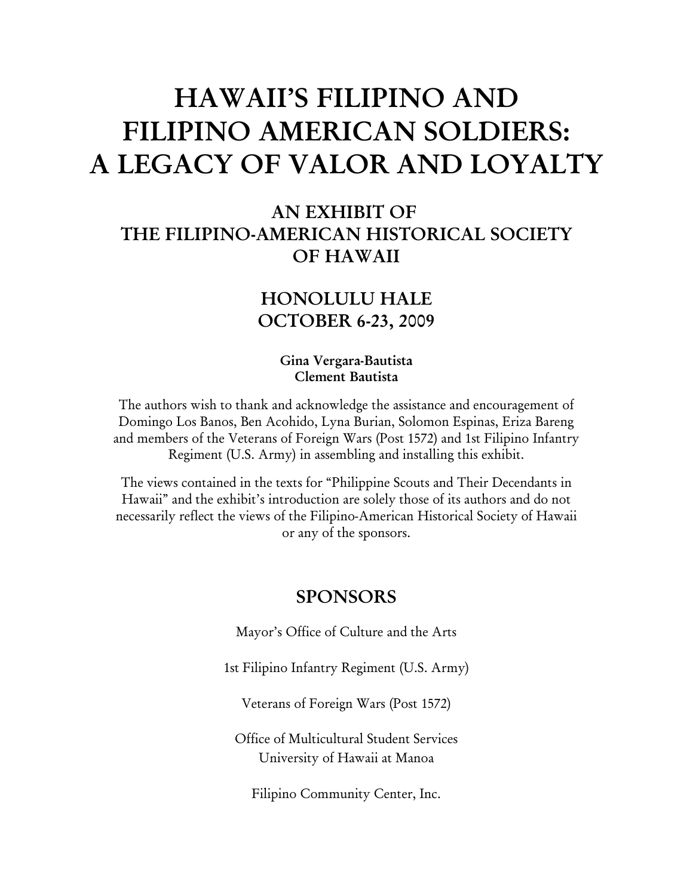# HAWAII'S FILIPINO AND FILIPINO AMERICAN SOLDIERS: A LEGACY OF VALOR AND LOYALTY

## AN EXHIBIT OF THE FILIPINO-AMERICAN HISTORICAL SOCIETY OF HAWAII

## HONOLULU HALE
## OCTOBER 6-23, 2009

**Gina Vergara-Bautista**
**Clement Bautista**

The authors wish to thank and acknowledge the assistance and encouragement of Domingo Los Banos, Ben Acohido, Lyna Burian, Solomon Espinas, Eriza Bareng and members of the Veterans of Foreign Wars (Post 1572) and 1st Filipino Infantry Regiment (U.S. Army) in assembling and installing this exhibit.

The views contained in the texts for "Philippine Scouts and Their Decendants in Hawaii" and the exhibit's introduction are solely those of its authors and do not necessarily reflect the views of the Filipino-American Historical Society of Hawaii or any of the sponsors.

## SPONSORS

Mayor's Office of Culture and the Arts

1st Filipino Infantry Regiment (U.S. Army)

Veterans of Foreign Wars (Post 1572)

Office of Multicultural Student Services
University of Hawaii at Manoa

Filipino Community Center, Inc.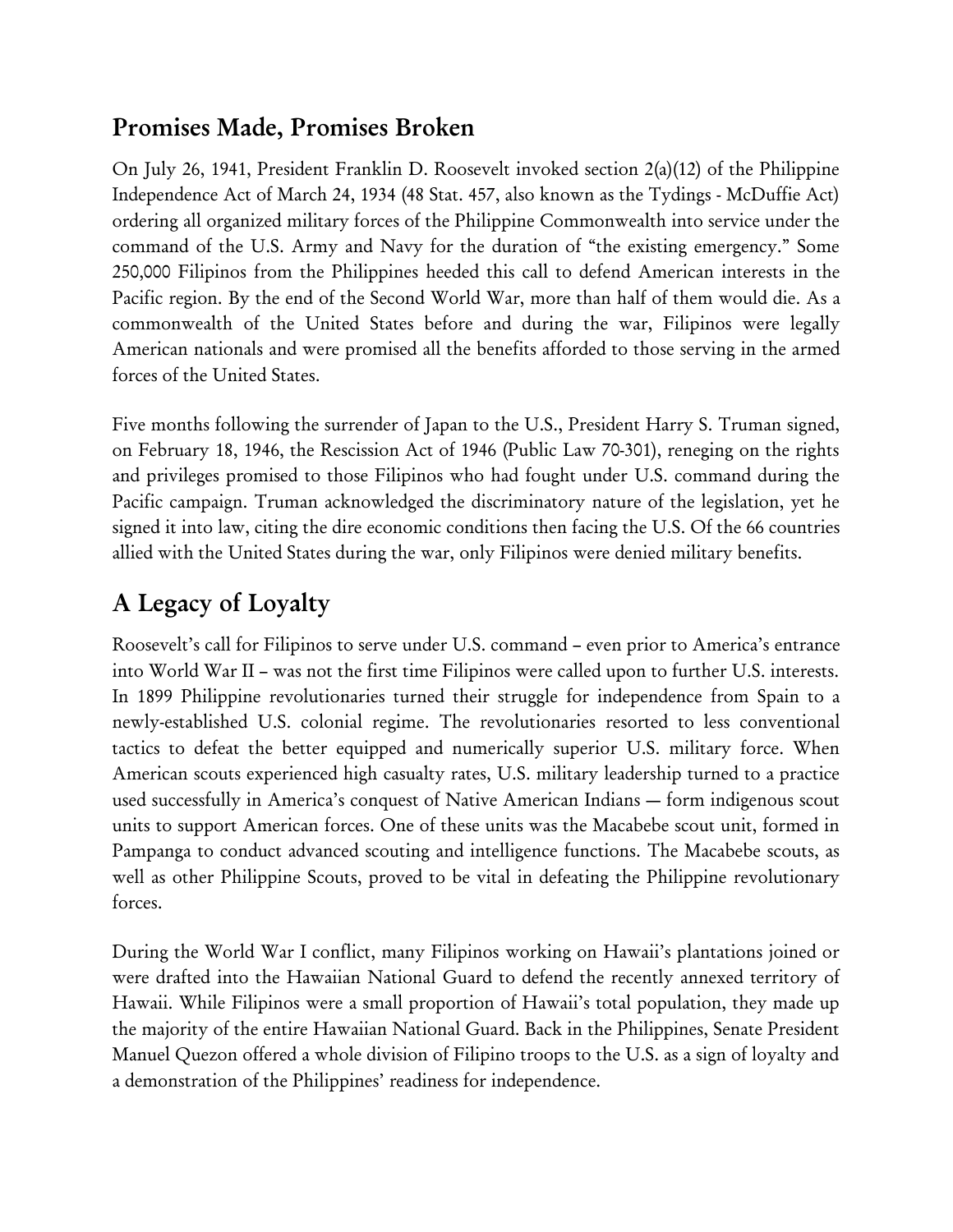## Promises Made, Promises Broken

On July 26, 1941, President Franklin D. Roosevelt invoked section 2(a)(12) of the Philippine Independence Act of March 24, 1934 (48 Stat. 457, also known as the Tydings - McDuffie Act) ordering all organized military forces of the Philippine Commonwealth into service under the command of the U.S. Army and Navy for the duration of "the existing emergency." Some 250,000 Filipinos from the Philippines heeded this call to defend American interests in the Pacific region. By the end of the Second World War, more than half of them would die. As a commonwealth of the United States before and during the war, Filipinos were legally American nationals and were promised all the benefits afforded to those serving in the armed forces of the United States.

Five months following the surrender of Japan to the U.S., President Harry S. Truman signed, on February 18, 1946, the Rescission Act of 1946 (Public Law 70-301), reneging on the rights and privileges promised to those Filipinos who had fought under U.S. command during the Pacific campaign. Truman acknowledged the discriminatory nature of the legislation, yet he signed it into law, citing the dire economic conditions then facing the U.S. Of the 66 countries allied with the United States during the war, only Filipinos were denied military benefits.

## A Legacy of Loyalty

Roosevelt's call for Filipinos to serve under U.S. command – even prior to America's entrance into World War II – was not the first time Filipinos were called upon to further U.S. interests. In 1899 Philippine revolutionaries turned their struggle for independence from Spain to a newly-established U.S. colonial regime. The revolutionaries resorted to less conventional tactics to defeat the better equipped and numerically superior U.S. military force. When American scouts experienced high casualty rates, U.S. military leadership turned to a practice used successfully in America's conquest of Native American Indians — form indigenous scout units to support American forces. One of these units was the Macabebe scout unit, formed in Pampanga to conduct advanced scouting and intelligence functions. The Macabebe scouts, as well as other Philippine Scouts, proved to be vital in defeating the Philippine revolutionary forces.

During the World War I conflict, many Filipinos working on Hawaii's plantations joined or were drafted into the Hawaiian National Guard to defend the recently annexed territory of Hawaii. While Filipinos were a small proportion of Hawaii's total population, they made up the majority of the entire Hawaiian National Guard. Back in the Philippines, Senate President Manuel Quezon offered a whole division of Filipino troops to the U.S. as a sign of loyalty and a demonstration of the Philippines' readiness for independence.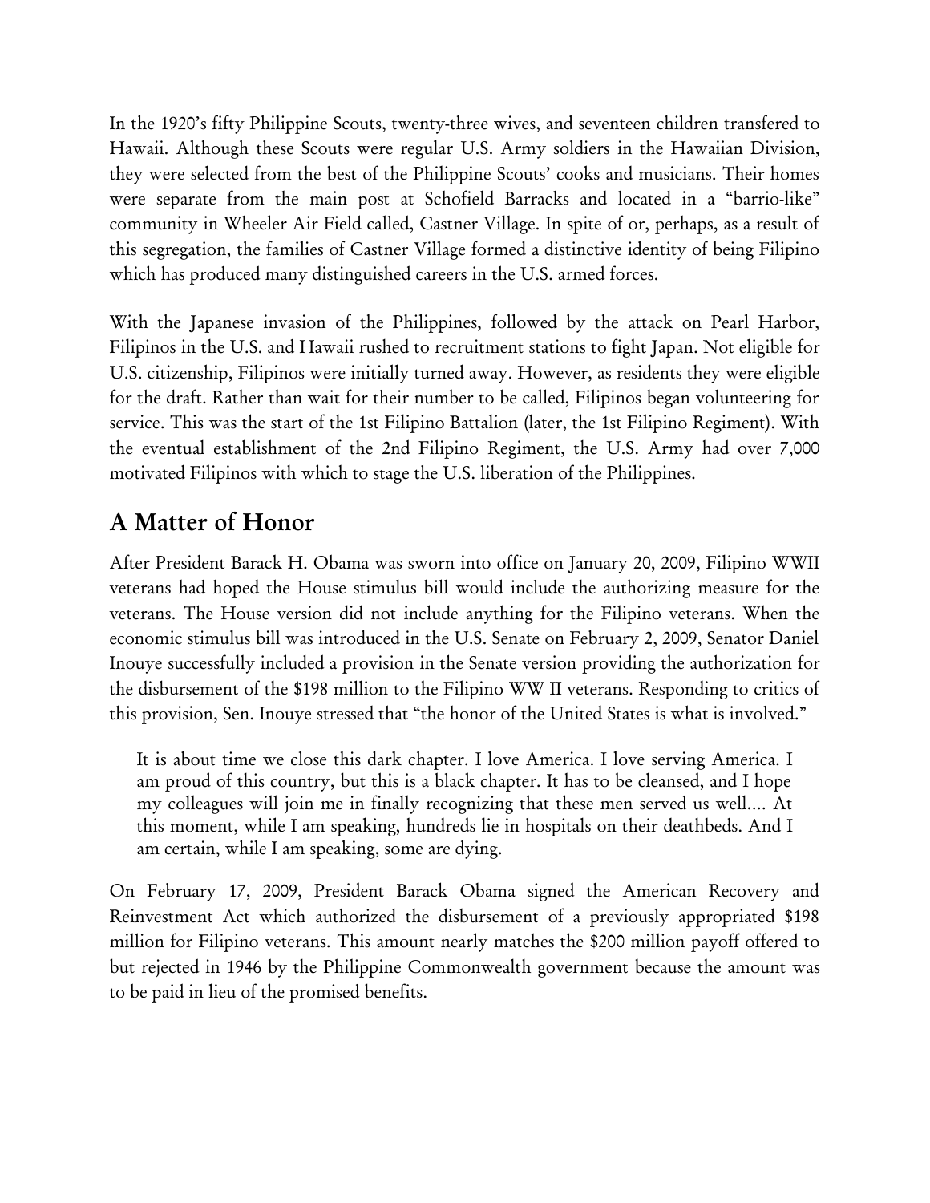In the 1920's fifty Philippine Scouts, twenty-three wives, and seventeen children transfered to Hawaii. Although these Scouts were regular U.S. Army soldiers in the Hawaiian Division, they were selected from the best of the Philippine Scouts' cooks and musicians. Their homes were separate from the main post at Schofield Barracks and located in a "barrio-like" community in Wheeler Air Field called, Castner Village. In spite of or, perhaps, as a result of this segregation, the families of Castner Village formed a distinctive identity of being Filipino which has produced many distinguished careers in the U.S. armed forces.

With the Japanese invasion of the Philippines, followed by the attack on Pearl Harbor, Filipinos in the U.S. and Hawaii rushed to recruitment stations to fight Japan. Not eligible for U.S. citizenship, Filipinos were initially turned away. However, as residents they were eligible for the draft. Rather than wait for their number to be called, Filipinos began volunteering for service. This was the start of the 1st Filipino Battalion (later, the 1st Filipino Regiment). With the eventual establishment of the 2nd Filipino Regiment, the U.S. Army had over 7,000 motivated Filipinos with which to stage the U.S. liberation of the Philippines.

## A Matter of Honor

After President Barack H. Obama was sworn into office on January 20, 2009, Filipino WWII veterans had hoped the House stimulus bill would include the authorizing measure for the veterans. The House version did not include anything for the Filipino veterans. When the economic stimulus bill was introduced in the U.S. Senate on February 2, 2009, Senator Daniel Inouye successfully included a provision in the Senate version providing the authorization for the disbursement of the $198 million to the Filipino WW II veterans. Responding to critics of this provision, Sen. Inouye stressed that "the honor of the United States is what is involved."

> It is about time we close this dark chapter. I love America. I love serving America. I am proud of this country, but this is a black chapter. It has to be cleansed, and I hope my colleagues will join me in finally recognizing that these men served us well.... At this moment, while I am speaking, hundreds lie in hospitals on their deathbeds. And I am certain, while I am speaking, some are dying.

On February 17, 2009, President Barack Obama signed the American Recovery and Reinvestment Act which authorized the disbursement of a previously appropriated $198 million for Filipino veterans. This amount nearly matches the $200 million payoff offered to but rejected in 1946 by the Philippine Commonwealth government because the amount was to be paid in lieu of the promised benefits.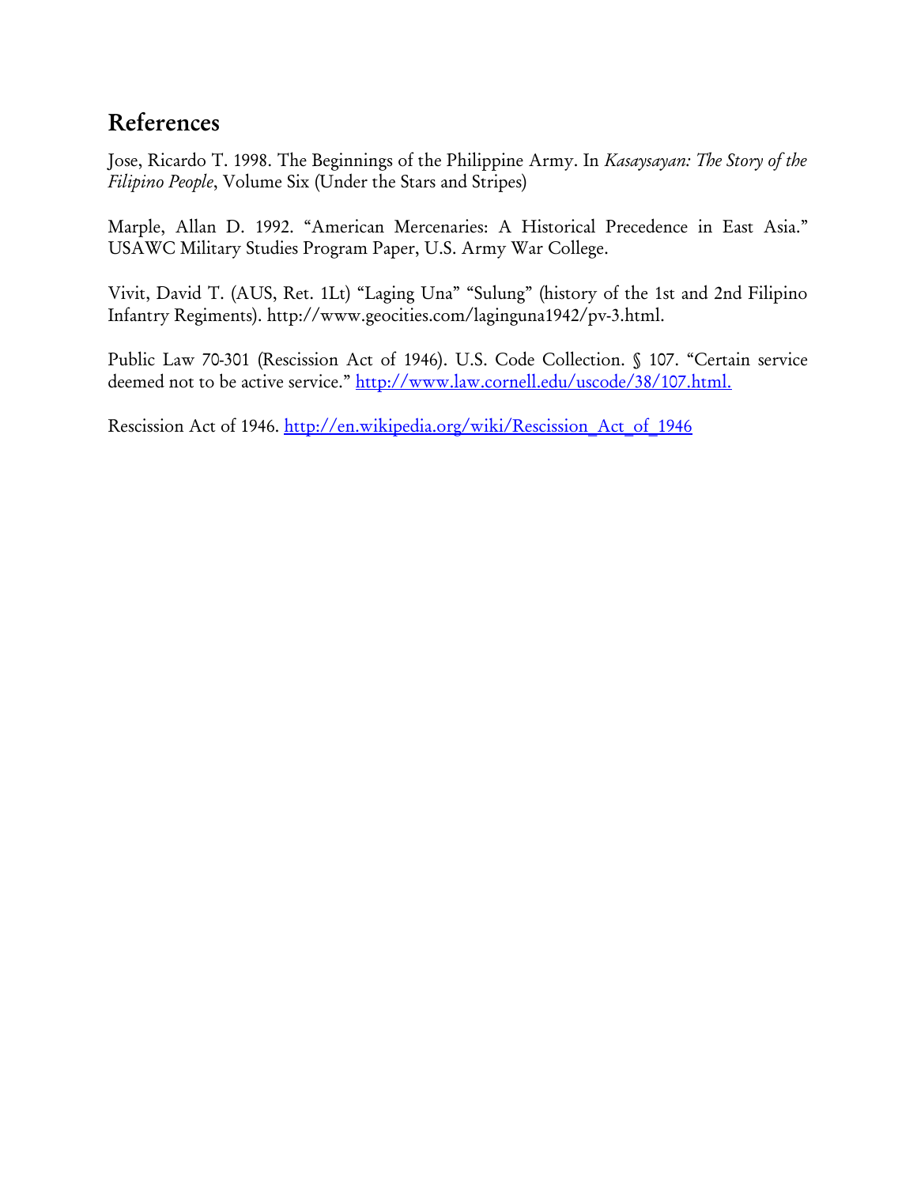## References

Jose, Ricardo T. 1998. The Beginnings of the Philippine Army. In *Kasaysayan: The Story of the Filipino People*, Volume Six (Under the Stars and Stripes)

Marple, Allan D. 1992. "American Mercenaries: A Historical Precedence in East Asia." USAWC Military Studies Program Paper, U.S. Army War College.

Vivit, David T. (AUS, Ret. 1Lt) "Laging Una" "Sulung" (history of the 1st and 2nd Filipino Infantry Regiments). http://www.geocities.com/laginguna1942/pv-3.html.

Public Law 70-301 (Rescission Act of 1946). U.S. Code Collection. § 107. "Certain service deemed not to be active service." [http://www.law.cornell.edu/uscode/38/107.html.](http://www.law.cornell.edu/uscode/38/107.html)

Rescission Act of 1946. [http://en.wikipedia.org/wiki/Rescission_Act_of_1946](http://en.wikipedia.org/wiki/Rescission_Act_of_1946)